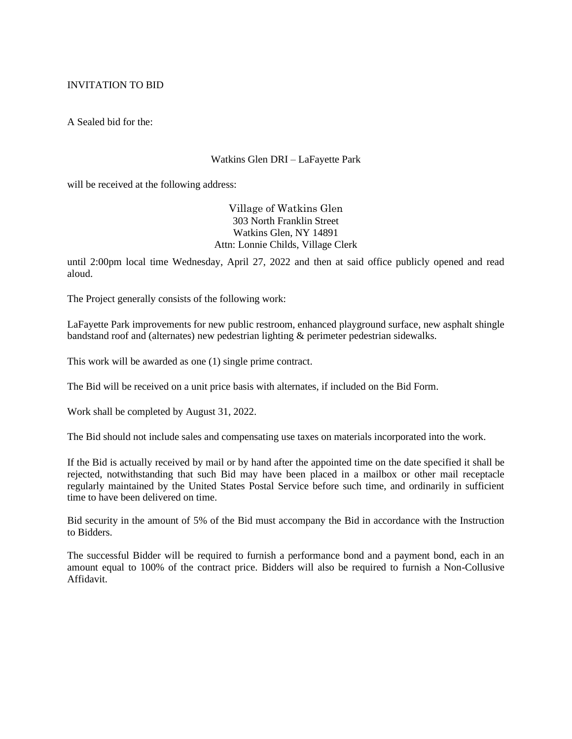# INVITATION TO BID

A Sealed bid for the:

Watkins Glen DRI – LaFayette Park

will be received at the following address:

Village of Watkins Glen
303 North Franklin Street
Watkins Glen, NY 14891
Attn: Lonnie Childs, Village Clerk

until 2:00pm local time Wednesday, April 27, 2022 and then at said office publicly opened and read aloud.

The Project generally consists of the following work:

LaFayette Park improvements for new public restroom, enhanced playground surface, new asphalt shingle bandstand roof and (alternates) new pedestrian lighting & perimeter pedestrian sidewalks.

This work will be awarded as one (1) single prime contract.

The Bid will be received on a unit price basis with alternates, if included on the Bid Form.

Work shall be completed by August 31, 2022.

The Bid should not include sales and compensating use taxes on materials incorporated into the work.

If the Bid is actually received by mail or by hand after the appointed time on the date specified it shall be rejected, notwithstanding that such Bid may have been placed in a mailbox or other mail receptacle regularly maintained by the United States Postal Service before such time, and ordinarily in sufficient time to have been delivered on time.

Bid security in the amount of 5% of the Bid must accompany the Bid in accordance with the Instruction to Bidders.

The successful Bidder will be required to furnish a performance bond and a payment bond, each in an amount equal to 100% of the contract price. Bidders will also be required to furnish a Non-Collusive Affidavit.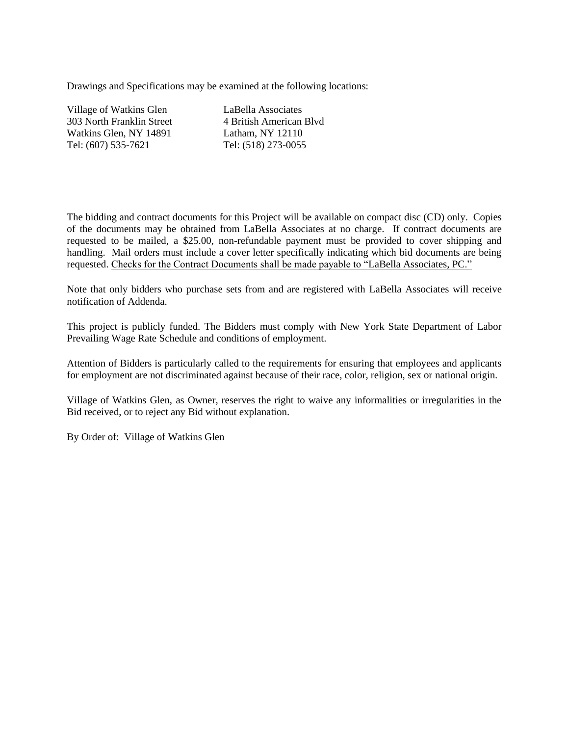Drawings and Specifications may be examined at the following locations:

| | |
|---|---|
| Village of Watkins Glen | LaBella Associates |
| 303 North Franklin Street | 4 British American Blvd |
| Watkins Glen, NY 14891 | Latham, NY 12110 |
| Tel: (607) 535-7621 | Tel: (518) 273-0055 |

The bidding and contract documents for this Project will be available on compact disc (CD) only. Copies of the documents may be obtained from LaBella Associates at no charge. If contract documents are requested to be mailed, a $25.00, non-refundable payment must be provided to cover shipping and handling. Mail orders must include a cover letter specifically indicating which bid documents are being requested. Checks for the Contract Documents shall be made payable to "LaBella Associates, PC."

Note that only bidders who purchase sets from and are registered with LaBella Associates will receive notification of Addenda.

This project is publicly funded. The Bidders must comply with New York State Department of Labor Prevailing Wage Rate Schedule and conditions of employment.

Attention of Bidders is particularly called to the requirements for ensuring that employees and applicants for employment are not discriminated against because of their race, color, religion, sex or national origin.

Village of Watkins Glen, as Owner, reserves the right to waive any informalities or irregularities in the Bid received, or to reject any Bid without explanation.

By Order of: Village of Watkins Glen